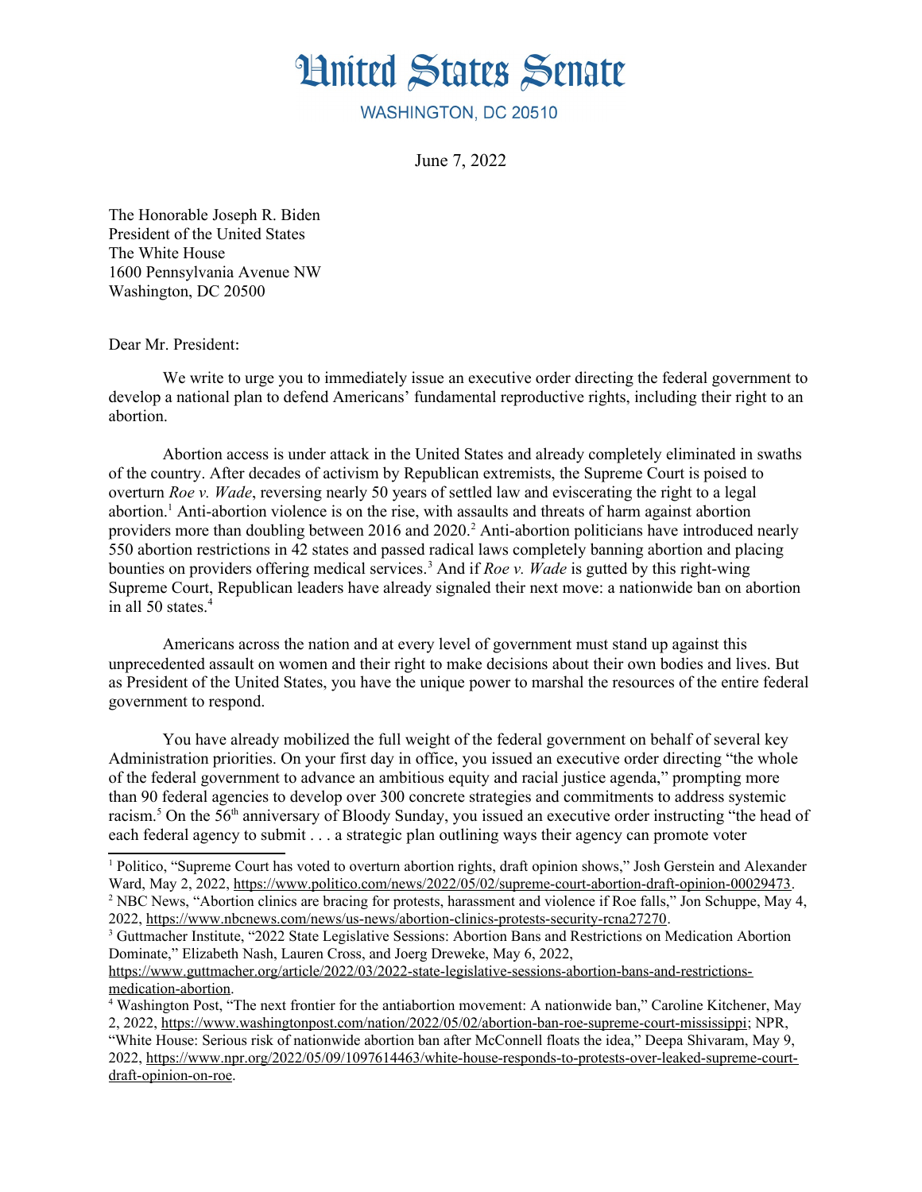# United States Senate

WASHINGTON, DC 20510

June 7, 2022

The Honorable Joseph R. Biden
President of the United States
The White House
1600 Pennsylvania Avenue NW
Washington, DC 20500

Dear Mr. President:

We write to urge you to immediately issue an executive order directing the federal government to develop a national plan to defend Americans' fundamental reproductive rights, including their right to an abortion.

Abortion access is under attack in the United States and already completely eliminated in swaths of the country. After decades of activism by Republican extremists, the Supreme Court is poised to overturn *Roe v. Wade*, reversing nearly 50 years of settled law and eviscerating the right to a legal abortion.[1] Anti-abortion violence is on the rise, with assaults and threats of harm against abortion providers more than doubling between 2016 and 2020.[2] Anti-abortion politicians have introduced nearly 550 abortion restrictions in 42 states and passed radical laws completely banning abortion and placing bounties on providers offering medical services.[3] And if *Roe v. Wade* is gutted by this right-wing Supreme Court, Republican leaders have already signaled their next move: a nationwide ban on abortion in all 50 states.[4]

Americans across the nation and at every level of government must stand up against this unprecedented assault on women and their right to make decisions about their own bodies and lives. But as President of the United States, you have the unique power to marshal the resources of the entire federal government to respond.

You have already mobilized the full weight of the federal government on behalf of several key Administration priorities. On your first day in office, you issued an executive order directing "the whole of the federal government to advance an ambitious equity and racial justice agenda," prompting more than 90 federal agencies to develop over 300 concrete strategies and commitments to address systemic racism.[5] On the 56th anniversary of Bloody Sunday, you issued an executive order instructing "the head of each federal agency to submit . . . a strategic plan outlining ways their agency can promote voter

---

[1] Politico, "Supreme Court has voted to overturn abortion rights, draft opinion shows," Josh Gerstein and Alexander Ward, May 2, 2022, https://www.politico.com/news/2022/05/02/supreme-court-abortion-draft-opinion-00029473.

[2] NBC News, "Abortion clinics are bracing for protests, harassment and violence if Roe falls," Jon Schuppe, May 4, 2022, https://www.nbcnews.com/news/us-news/abortion-clinics-protests-security-rcna27270.

[3] Guttmacher Institute, "2022 State Legislative Sessions: Abortion Bans and Restrictions on Medication Abortion Dominate," Elizabeth Nash, Lauren Cross, and Joerg Dreweke, May 6, 2022, https://www.guttmacher.org/article/2022/03/2022-state-legislative-sessions-abortion-bans-and-restrictions-medication-abortion.

[4] Washington Post, "The next frontier for the antiabortion movement: A nationwide ban," Caroline Kitchener, May 2, 2022, https://www.washingtonpost.com/nation/2022/05/02/abortion-ban-roe-supreme-court-mississippi; NPR, "White House: Serious risk of nationwide abortion ban after McConnell floats the idea," Deepa Shivaram, May 9, 2022, https://www.npr.org/2022/05/09/1097614463/white-house-responds-to-protests-over-leaked-supreme-court-draft-opinion-on-roe.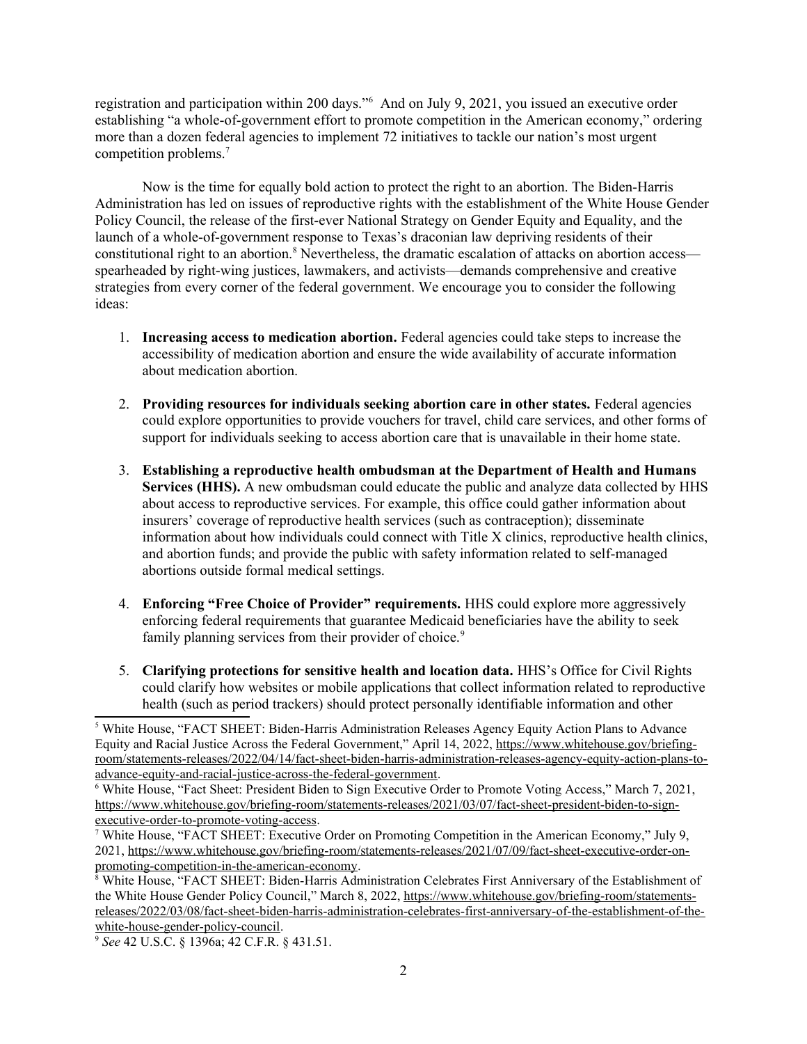registration and participation within 200 days."[6] And on July 9, 2021, you issued an executive order establishing "a whole-of-government effort to promote competition in the American economy," ordering more than a dozen federal agencies to implement 72 initiatives to tackle our nation's most urgent competition problems.[7]

Now is the time for equally bold action to protect the right to an abortion. The Biden-Harris Administration has led on issues of reproductive rights with the establishment of the White House Gender Policy Council, the release of the first-ever National Strategy on Gender Equity and Equality, and the launch of a whole-of-government response to Texas's draconian law depriving residents of their constitutional right to an abortion.[8] Nevertheless, the dramatic escalation of attacks on abortion access—spearheaded by right-wing justices, lawmakers, and activists—demands comprehensive and creative strategies from every corner of the federal government. We encourage you to consider the following ideas:

1. **Increasing access to medication abortion.** Federal agencies could take steps to increase the accessibility of medication abortion and ensure the wide availability of accurate information about medication abortion.

2. **Providing resources for individuals seeking abortion care in other states.** Federal agencies could explore opportunities to provide vouchers for travel, child care services, and other forms of support for individuals seeking to access abortion care that is unavailable in their home state.

3. **Establishing a reproductive health ombudsman at the Department of Health and Humans Services (HHS).** A new ombudsman could educate the public and analyze data collected by HHS about access to reproductive services. For example, this office could gather information about insurers' coverage of reproductive health services (such as contraception); disseminate information about how individuals could connect with Title X clinics, reproductive health clinics, and abortion funds; and provide the public with safety information related to self-managed abortions outside formal medical settings.

4. **Enforcing "Free Choice of Provider" requirements.** HHS could explore more aggressively enforcing federal requirements that guarantee Medicaid beneficiaries have the ability to seek family planning services from their provider of choice.[9]

5. **Clarifying protections for sensitive health and location data.** HHS's Office for Civil Rights could clarify how websites or mobile applications that collect information related to reproductive health (such as period trackers) should protect personally identifiable information and other

---

[5] White House, "FACT SHEET: Biden-Harris Administration Releases Agency Equity Action Plans to Advance Equity and Racial Justice Across the Federal Government," April 14, 2022, https://www.whitehouse.gov/briefing-room/statements-releases/2022/04/14/fact-sheet-biden-harris-administration-releases-agency-equity-action-plans-to-advance-equity-and-racial-justice-across-the-federal-government.

[6] White House, "Fact Sheet: President Biden to Sign Executive Order to Promote Voting Access," March 7, 2021, https://www.whitehouse.gov/briefing-room/statements-releases/2021/03/07/fact-sheet-president-biden-to-sign-executive-order-to-promote-voting-access.

[7] White House, "FACT SHEET: Executive Order on Promoting Competition in the American Economy," July 9, 2021, https://www.whitehouse.gov/briefing-room/statements-releases/2021/07/09/fact-sheet-executive-order-on-promoting-competition-in-the-american-economy.

[8] White House, "FACT SHEET: Biden-Harris Administration Celebrates First Anniversary of the Establishment of the White House Gender Policy Council," March 8, 2022, https://www.whitehouse.gov/briefing-room/statements-releases/2022/03/08/fact-sheet-biden-harris-administration-celebrates-first-anniversary-of-the-establishment-of-the-white-house-gender-policy-council.

[9] *See* 42 U.S.C. § 1396a; 42 C.F.R. § 431.51.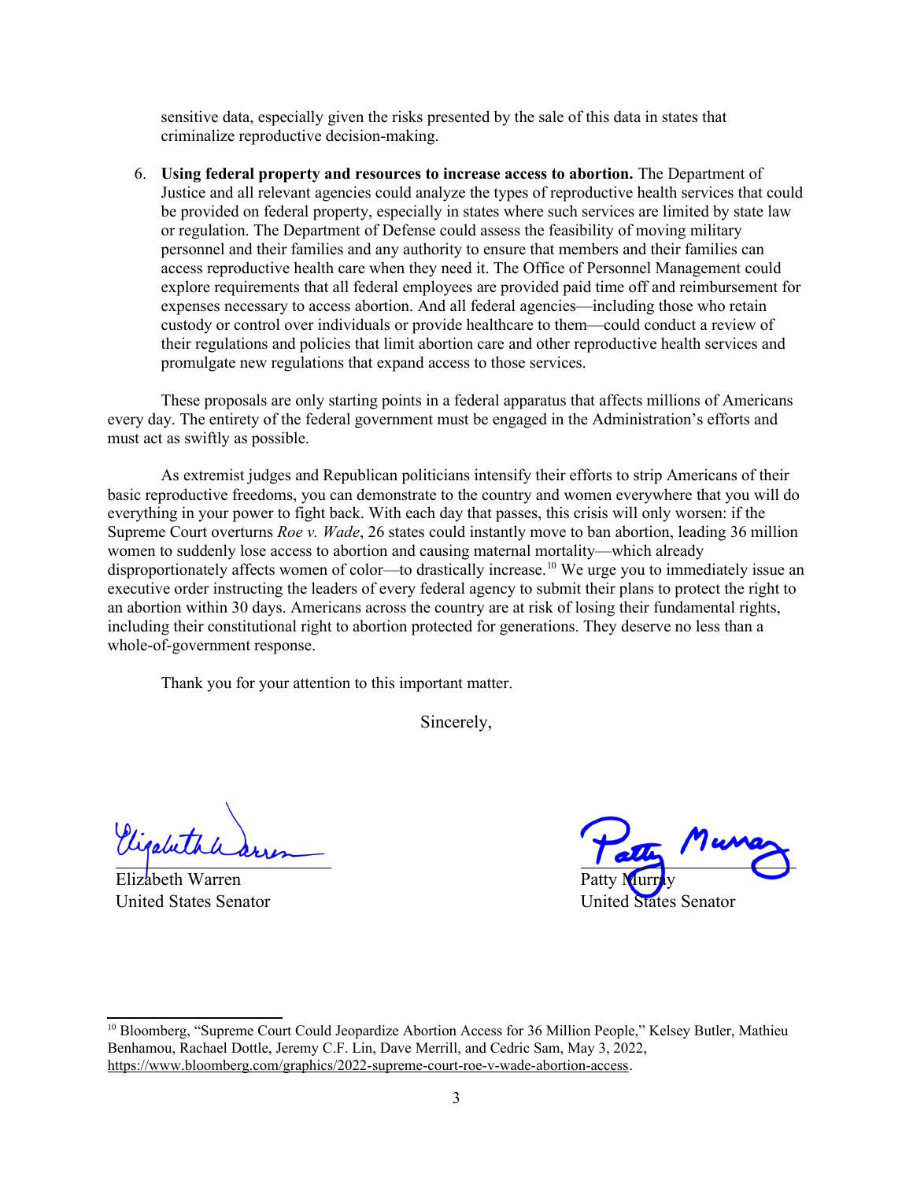sensitive data, especially given the risks presented by the sale of this data in states that criminalize reproductive decision-making.

6. **Using federal property and resources to increase access to abortion.** The Department of Justice and all relevant agencies could analyze the types of reproductive health services that could be provided on federal property, especially in states where such services are limited by state law or regulation. The Department of Defense could assess the feasibility of moving military personnel and their families and any authority to ensure that members and their families can access reproductive health care when they need it. The Office of Personnel Management could explore requirements that all federal employees are provided paid time off and reimbursement for expenses necessary to access abortion. And all federal agencies—including those who retain custody or control over individuals or provide healthcare to them—could conduct a review of their regulations and policies that limit abortion care and other reproductive health services and promulgate new regulations that expand access to those services.

These proposals are only starting points in a federal apparatus that affects millions of Americans every day. The entirety of the federal government must be engaged in the Administration's efforts and must act as swiftly as possible.

As extremist judges and Republican politicians intensify their efforts to strip Americans of their basic reproductive freedoms, you can demonstrate to the country and women everywhere that you will do everything in your power to fight back. With each day that passes, this crisis will only worsen: if the Supreme Court overturns *Roe v. Wade*, 26 states could instantly move to ban abortion, leading 36 million women to suddenly lose access to abortion and causing maternal mortality—which already disproportionately affects women of color—to drastically increase.[10] We urge you to immediately issue an executive order instructing the leaders of every federal agency to submit their plans to protect the right to an abortion within 30 days. Americans across the country are at risk of losing their fundamental rights, including their constitutional right to abortion protected for generations. They deserve no less than a whole-of-government response.

Thank you for your attention to this important matter.

Sincerely,

Elizabeth Warren
United States Senator

Patty Murray
United States Senator

---

[10] Bloomberg, "Supreme Court Could Jeopardize Abortion Access for 36 Million People," Kelsey Butler, Mathieu Benhamou, Rachael Dottle, Jeremy C.F. Lin, Dave Merrill, and Cedric Sam, May 3, 2022, https://www.bloomberg.com/graphics/2022-supreme-court-roe-v-wade-abortion-access.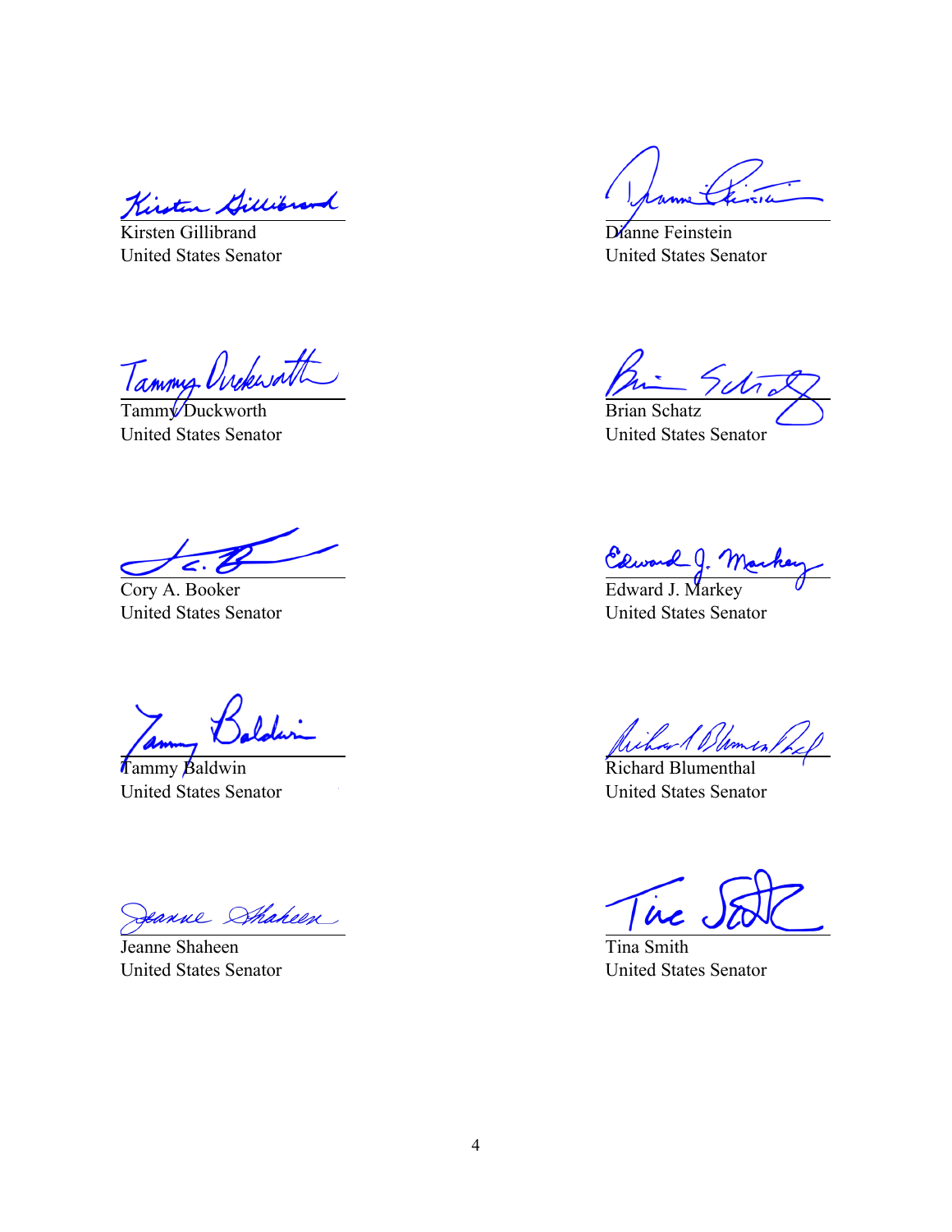Kirsten Gillibrand
United States Senator

Dianne Feinstein
United States Senator

Tammy Duckworth
United States Senator

Brian Schatz
United States Senator

Cory A. Booker
United States Senator

Edward J. Markey
United States Senator

Tammy Baldwin
United States Senator

Richard Blumenthal
United States Senator

Jeanne Shaheen
United States Senator

Tina Smith
United States Senator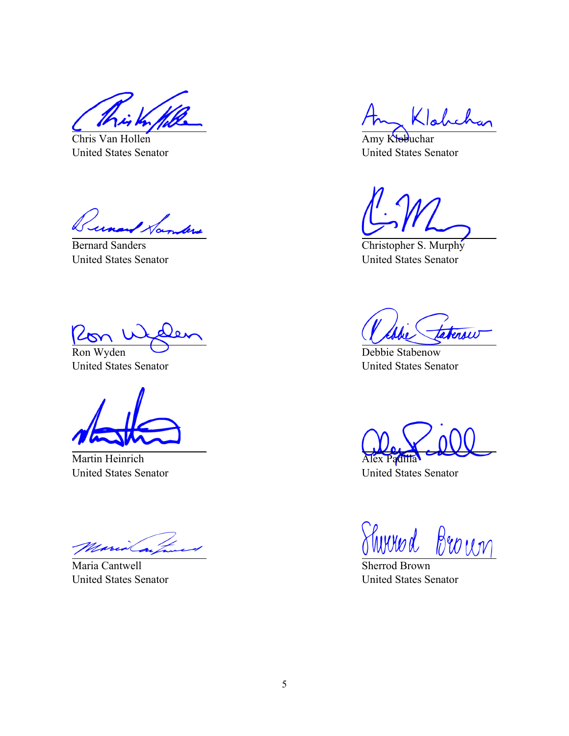Chris Van Hollen
United States Senator

Amy Klobuchar
United States Senator

Bernard Sanders
United States Senator

Christopher S. Murphy
United States Senator

Ron Wyden
United States Senator

Debbie Stabenow
United States Senator

Martin Heinrich
United States Senator

Alex Padilla
United States Senator

Maria Cantwell
United States Senator

Sherrod Brown
United States Senator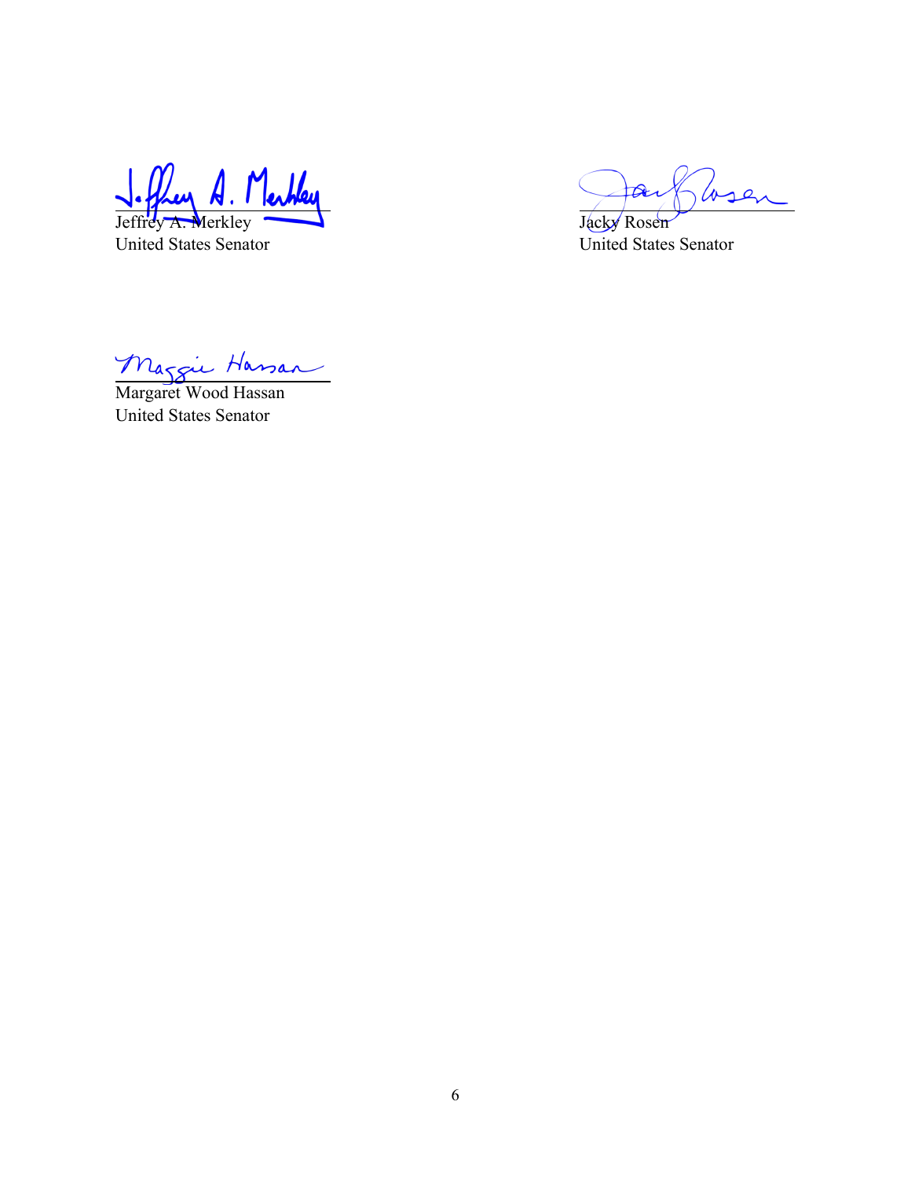Jeffrey A. Merkley
United States Senator

Jacky Rosen
United States Senator

Margaret Wood Hassan
United States Senator